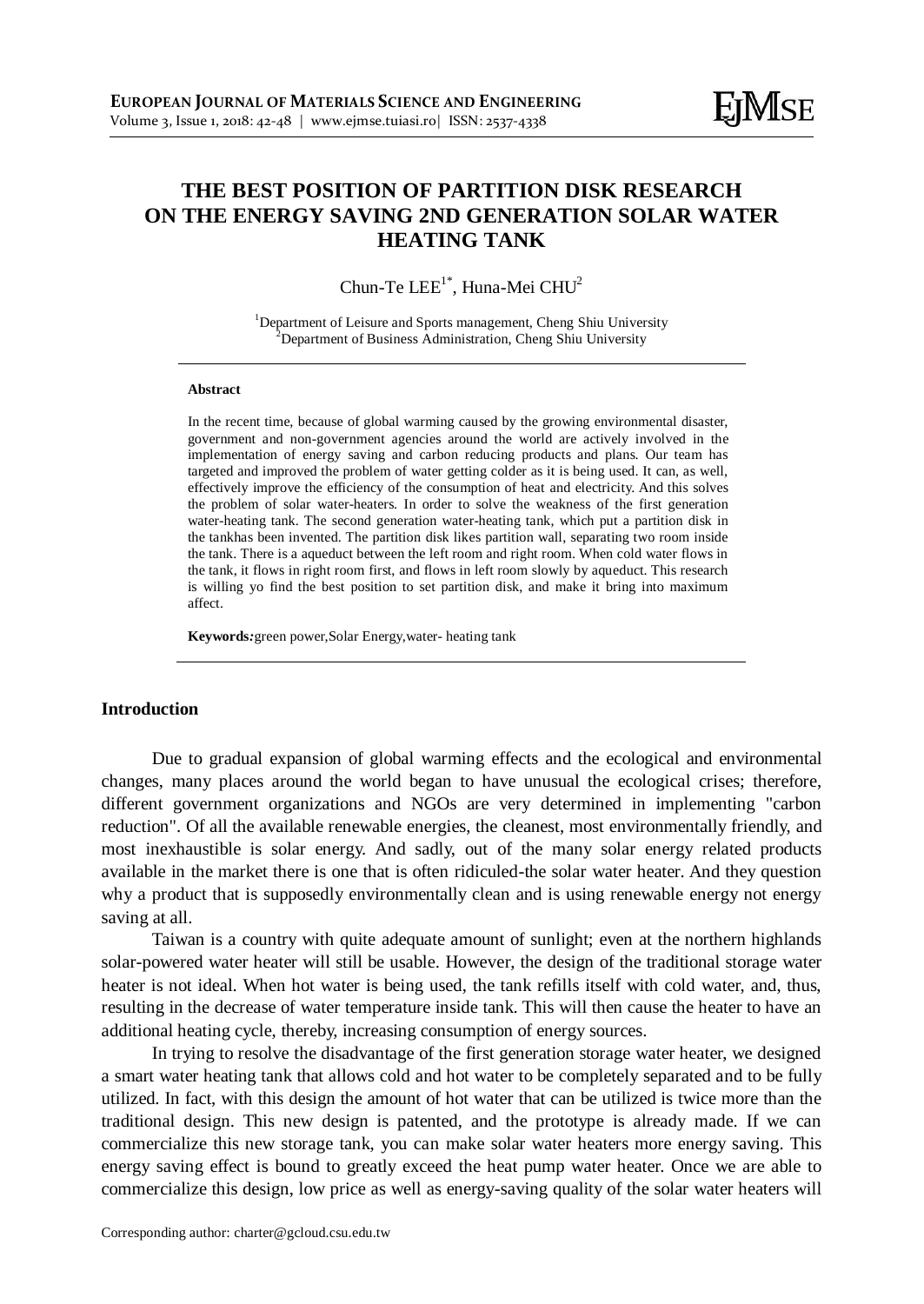# THE BEST POSITION OF PARTITION DISK RESEARCH ON THE ENERGY SAVING 2ND GENERATION SOLAR WATER HEATING TANK

Chun-Te LEE[1*], Huna-Mei CHU[2]

[1]Department of Leisure and Sports management, Cheng Shiu University
[2]Department of Business Administration, Cheng Shiu University

**Abstract**

In the recent time, because of global warming caused by the growing environmental disaster, government and non-government agencies around the world are actively involved in the implementation of energy saving and carbon reducing products and plans. Our team has targeted and improved the problem of water getting colder as it is being used. It can, as well, effectively improve the efficiency of the consumption of heat and electricity. And this solves the problem of solar water-heaters. In order to solve the weakness of the first generation water-heating tank. The second generation water-heating tank, which put a partition disk in the tankhas been invented. The partition disk likes partition wall, separating two room inside the tank. There is a aqueduct between the left room and right room. When cold water flows in the tank, it flows in right room first, and flows in left room slowly by aqueduct. This research is willing yo find the best position to set partition disk, and make it bring into maximum affect.

**Keywords:** green power,Solar Energy,water- heating tank

## Introduction

Due to gradual expansion of global warming effects and the ecological and environmental changes, many places around the world began to have unusual the ecological crises; therefore, different government organizations and NGOs are very determined in implementing "carbon reduction". Of all the available renewable energies, the cleanest, most environmentally friendly, and most inexhaustible is solar energy. And sadly, out of the many solar energy related products available in the market there is one that is often ridiculed-the solar water heater. And they question why a product that is supposedly environmentally clean and is using renewable energy not energy saving at all.

Taiwan is a country with quite adequate amount of sunlight; even at the northern highlands solar-powered water heater will still be usable. However, the design of the traditional storage water heater is not ideal. When hot water is being used, the tank refills itself with cold water, and, thus, resulting in the decrease of water temperature inside tank. This will then cause the heater to have an additional heating cycle, thereby, increasing consumption of energy sources.

In trying to resolve the disadvantage of the first generation storage water heater, we designed a smart water heating tank that allows cold and hot water to be completely separated and to be fully utilized. In fact, with this design the amount of hot water that can be utilized is twice more than the traditional design. This new design is patented, and the prototype is already made. If we can commercialize this new storage tank, you can make solar water heaters more energy saving. This energy saving effect is bound to greatly exceed the heat pump water heater. Once we are able to commercialize this design, low price as well as energy-saving quality of the solar water heaters will

Corresponding author: charter@gcloud.csu.edu.tw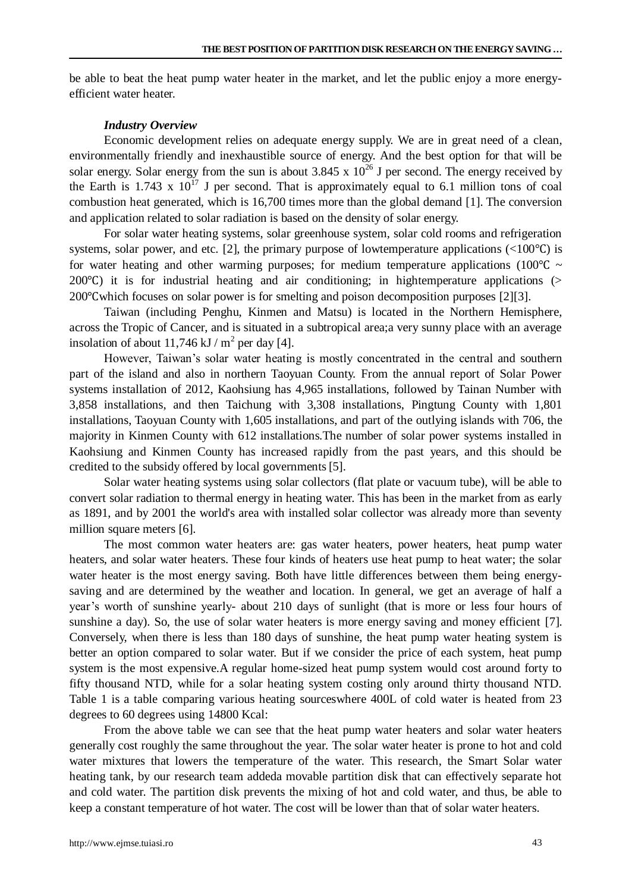be able to beat the heat pump water heater in the market, and let the public enjoy a more energy-efficient water heater.

### *Industry Overview*

Economic development relies on adequate energy supply. We are in great need of a clean, environmentally friendly and inexhaustible source of energy. And the best option for that will be solar energy. Solar energy from the sun is about $3.845 \times 10^{26}$ J per second. The energy received by the Earth is $1.743 \times 10^{17}$ J per second. That is approximately equal to 6.1 million tons of coal combustion heat generated, which is 16,700 times more than the global demand [1]. The conversion and application related to solar radiation is based on the density of solar energy.

For solar water heating systems, solar greenhouse system, solar cold rooms and refrigeration systems, solar power, and etc. [2], the primary purpose of lowtemperature applications (<100℃) is for water heating and other warming purposes; for medium temperature applications (100℃ ~ 200℃) it is for industrial heating and air conditioning; in hightemperature applications (> 200℃which focuses on solar power is for smelting and poison decomposition purposes [2][3].

Taiwan (including Penghu, Kinmen and Matsu) is located in the Northern Hemisphere, across the Tropic of Cancer, and is situated in a subtropical area;a very sunny place with an average insolation of about 11,746 kJ / $m^2$ per day [4].

However, Taiwan's solar water heating is mostly concentrated in the central and southern part of the island and also in northern Taoyuan County. From the annual report of Solar Power systems installation of 2012, Kaohsiung has 4,965 installations, followed by Tainan Number with 3,858 installations, and then Taichung with 3,308 installations, Pingtung County with 1,801 installations, Taoyuan County with 1,605 installations, and part of the outlying islands with 706, the majority in Kinmen County with 612 installations.The number of solar power systems installed in Kaohsiung and Kinmen County has increased rapidly from the past years, and this should be credited to the subsidy offered by local governments [5].

Solar water heating systems using solar collectors (flat plate or vacuum tube), will be able to convert solar radiation to thermal energy in heating water. This has been in the market from as early as 1891, and by 2001 the world's area with installed solar collector was already more than seventy million square meters [6].

The most common water heaters are: gas water heaters, power heaters, heat pump water heaters, and solar water heaters. These four kinds of heaters use heat pump to heat water; the solar water heater is the most energy saving. Both have little differences between them being energy-saving and are determined by the weather and location. In general, we get an average of half a year's worth of sunshine yearly- about 210 days of sunlight (that is more or less four hours of sunshine a day). So, the use of solar water heaters is more energy saving and money efficient [7]. Conversely, when there is less than 180 days of sunshine, the heat pump water heating system is better an option compared to solar water. But if we consider the price of each system, heat pump system is the most expensive.A regular home-sized heat pump system would cost around forty to fifty thousand NTD, while for a solar heating system costing only around thirty thousand NTD. Table 1 is a table comparing various heating sourceswhere 400L of cold water is heated from 23 degrees to 60 degrees using 14800 Kcal:

From the above table we can see that the heat pump water heaters and solar water heaters generally cost roughly the same throughout the year. The solar water heater is prone to hot and cold water mixtures that lowers the temperature of the water. This research, the Smart Solar water heating tank, by our research team addeda movable partition disk that can effectively separate hot and cold water. The partition disk prevents the mixing of hot and cold water, and thus, be able to keep a constant temperature of hot water. The cost will be lower than that of solar water heaters.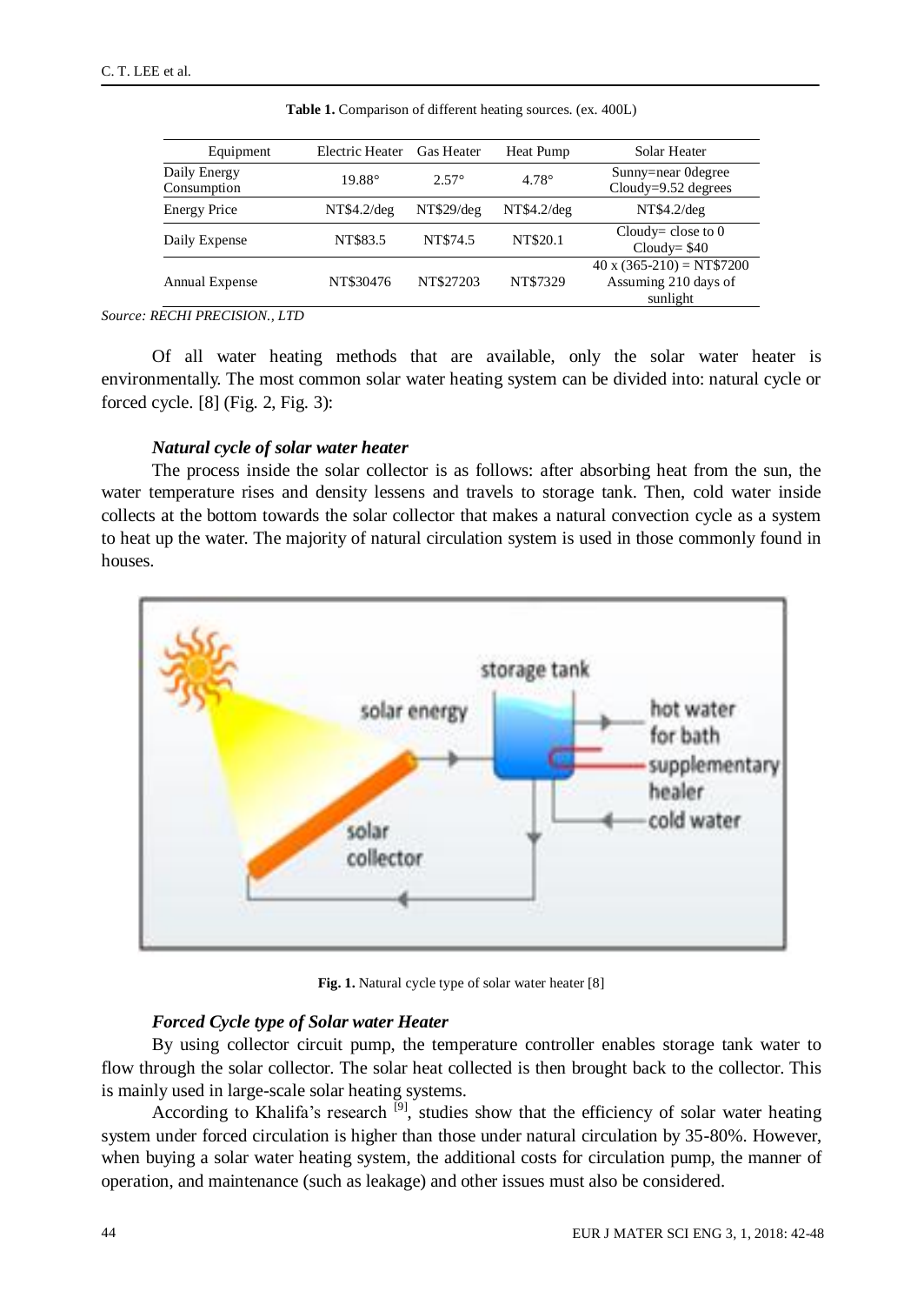**Table 1.** Comparison of different heating sources. (ex. 400L)

| Equipment | Electric Heater | Gas Heater | Heat Pump | Solar Heater |
|---|---|---|---|---|
| Daily Energy Consumption | 19.88° | 2.57° | 4.78° | Sunny=near 0degree Cloudy=9.52 degrees |
| Energy Price | NT$4.2/deg | NT$29/deg | NT$4.2/deg | NT$4.2/deg |
| Daily Expense | NT$83.5 | NT$74.5 | NT$20.1 | Cloudy= close to 0 Cloudy= $40 |
| Annual Expense | NT$30476 | NT$27203 | NT$7329 | 40 x (365-210) = NT$7200 Assuming 210 days of sunlight |

*Source: RECHI PRECISION., LTD*

Of all water heating methods that are available, only the solar water heater is environmentally. The most common solar water heating system can be divided into: natural cycle or forced cycle. [8] (Fig. 2, Fig. 3):

***Natural cycle of solar water heater***

The process inside the solar collector is as follows: after absorbing heat from the sun, the water temperature rises and density lessens and travels to storage tank. Then, cold water inside collects at the bottom towards the solar collector that makes a natural convection cycle as a system to heat up the water. The majority of natural circulation system is used in those commonly found in houses.

**Fig. 1.** Natural cycle type of solar water heater [8]

***Forced Cycle type of Solar water Heater***

By using collector circuit pump, the temperature controller enables storage tank water to flow through the solar collector. The solar heat collected is then brought back to the collector. This is mainly used in large-scale solar heating systems.

According to Khalifa's research [9], studies show that the efficiency of solar water heating system under forced circulation is higher than those under natural circulation by 35-80%. However, when buying a solar water heating system, the additional costs for circulation pump, the manner of operation, and maintenance (such as leakage) and other issues must also be considered.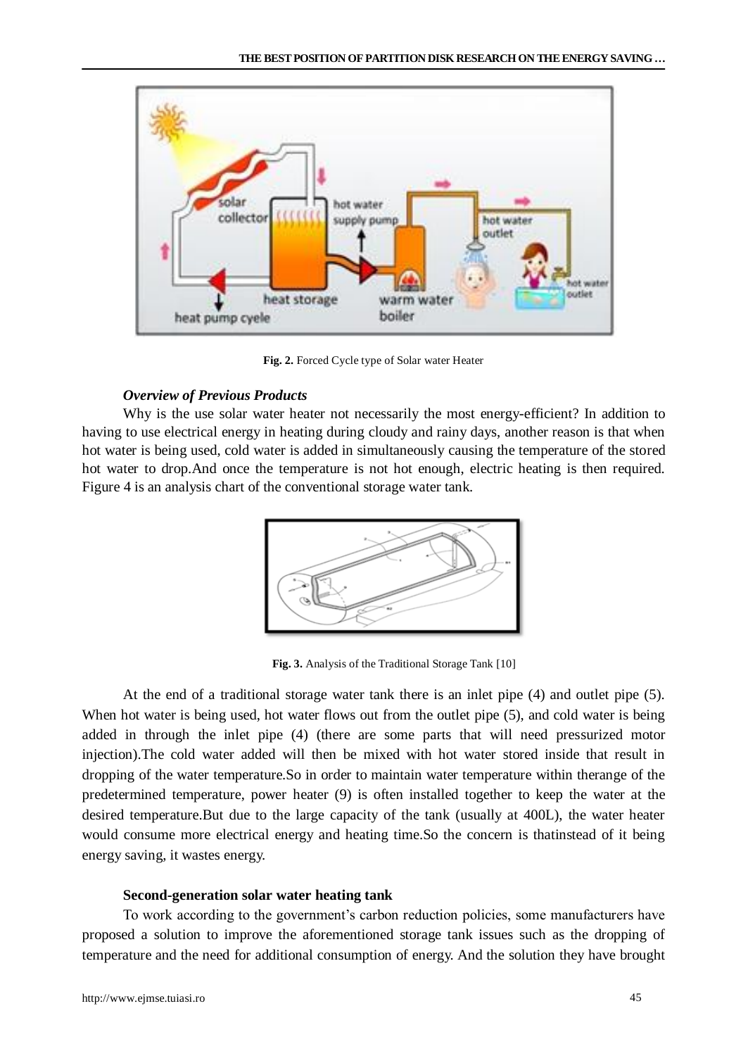Fig. 2. Forced Cycle type of Solar water Heater

***Overview of Previous Products***

Why is the use solar water heater not necessarily the most energy-efficient? In addition to having to use electrical energy in heating during cloudy and rainy days, another reason is that when hot water is being used, cold water is added in simultaneously causing the temperature of the stored hot water to drop.And once the temperature is not hot enough, electric heating is then required. Figure 4 is an analysis chart of the conventional storage water tank.

**Fig. 3.** Analysis of the Traditional Storage Tank [10]

At the end of a traditional storage water tank there is an inlet pipe (4) and outlet pipe (5). When hot water is being used, hot water flows out from the outlet pipe (5), and cold water is being added in through the inlet pipe (4) (there are some parts that will need pressurized motor injection).The cold water added will then be mixed with hot water stored inside that result in dropping of the water temperature.So in order to maintain water temperature within therange of the predetermined temperature, power heater (9) is often installed together to keep the water at the desired temperature.But due to the large capacity of the tank (usually at 400L), the water heater would consume more electrical energy and heating time.So the concern is thatinstead of it being energy saving, it wastes energy.

**Second-generation solar water heating tank**

To work according to the government's carbon reduction policies, some manufacturers have proposed a solution to improve the aforementioned storage tank issues such as the dropping of temperature and the need for additional consumption of energy. And the solution they have brought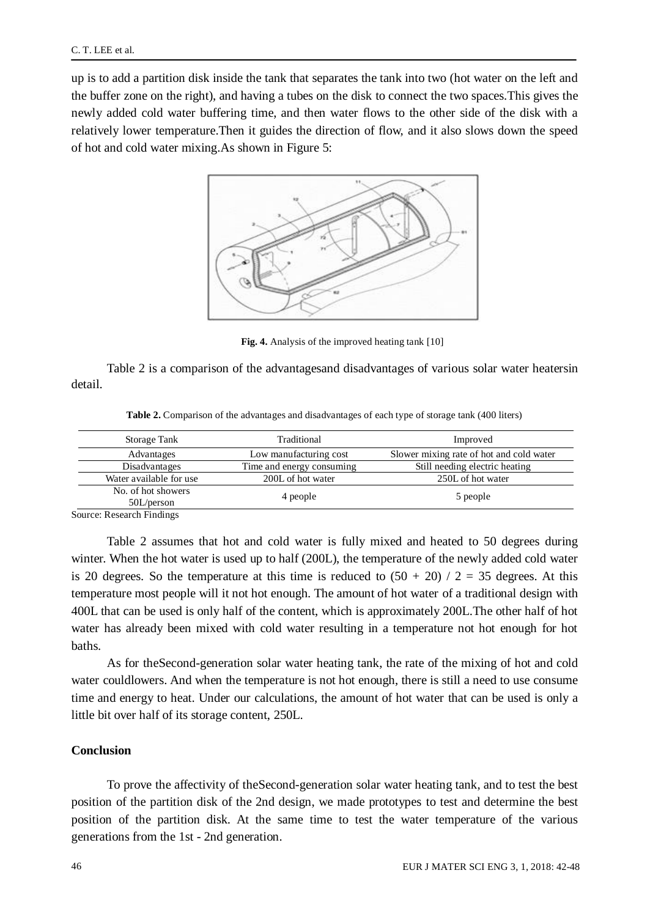up is to add a partition disk inside the tank that separates the tank into two (hot water on the left and the buffer zone on the right), and having a tubes on the disk to connect the two spaces.This gives the newly added cold water buffering time, and then water flows to the other side of the disk with a relatively lower temperature.Then it guides the direction of flow, and it also slows down the speed of hot and cold water mixing.As shown in Figure 5:

**Fig. 4.** Analysis of the improved heating tank [10]

Table 2 is a comparison of the advantagesand disadvantages of various solar water heatersin detail.

**Table 2.** Comparison of the advantages and disadvantages of each type of storage tank (400 liters)

| Storage Tank | Traditional | Improved |
| --- | --- | --- |
| Advantages | Low manufacturing cost | Slower mixing rate of hot and cold water |
| Disadvantages | Time and energy consuming | Still needing electric heating |
| Water available for use | 200L of hot water | 250L of hot water |
| No. of hot showers 50L/person | 4 people | 5 people |

Source: Research Findings

Table 2 assumes that hot and cold water is fully mixed and heated to 50 degrees during winter. When the hot water is used up to half (200L), the temperature of the newly added cold water is 20 degrees. So the temperature at this time is reduced to $(50 + 20) / 2 = 35$ degrees. At this temperature most people will it not hot enough. The amount of hot water of a traditional design with 400L that can be used is only half of the content, which is approximately 200L.The other half of hot water has already been mixed with cold water resulting in a temperature not hot enough for hot baths.

As for theSecond-generation solar water heating tank, the rate of the mixing of hot and cold water couldlowers. And when the temperature is not hot enough, there is still a need to use consume time and energy to heat. Under our calculations, the amount of hot water that can be used is only a little bit over half of its storage content, 250L.

## Conclusion

To prove the affectivity of theSecond-generation solar water heating tank, and to test the best position of the partition disk of the 2nd design, we made prototypes to test and determine the best position of the partition disk. At the same time to test the water temperature of the various generations from the 1st - 2nd generation.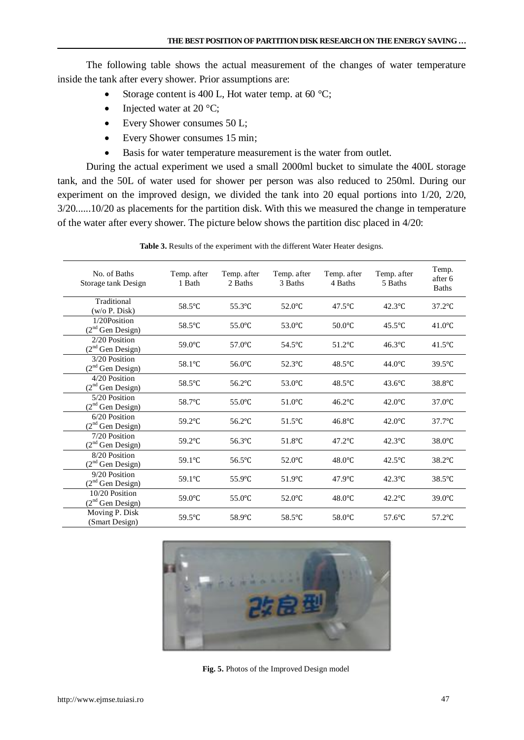The following table shows the actual measurement of the changes of water temperature inside the tank after every shower. Prior assumptions are:

- Storage content is 400 L, Hot water temp. at 60 °C;
- Injected water at 20 °C;
- Every Shower consumes 50 L;
- Every Shower consumes 15 min;
- Basis for water temperature measurement is the water from outlet.

During the actual experiment we used a small 2000ml bucket to simulate the 400L storage tank, and the 50L of water used for shower per person was also reduced to 250ml. During our experiment on the improved design, we divided the tank into 20 equal portions into 1/20, 2/20, 3/20......10/20 as placements for the partition disk. With this we measured the change in temperature of the water after every shower. The picture below shows the partition disc placed in 4/20:

**Table 3.** Results of the experiment with the different Water Heater designs.

| No. of Baths Storage tank Design | Temp. after 1 Bath | Temp. after 2 Baths | Temp. after 3 Baths | Temp. after 4 Baths | Temp. after 5 Baths | Temp. after 6 Baths |
|---|---|---|---|---|---|---|
| Traditional (w/o P. Disk) | 58.5°C | 55.3°C | 52.0°C | 47.5°C | 42.3°C | 37.2°C |
| 1/20Position (2nd Gen Design) | 58.5°C | 55.0°C | 53.0°C | 50.0°C | 45.5°C | 41.0°C |
| 2/20 Position (2nd Gen Design) | 59.0°C | 57.0°C | 54.5°C | 51.2°C | 46.3°C | 41.5°C |
| 3/20 Position (2nd Gen Design) | 58.1°C | 56.0°C | 52.3°C | 48.5°C | 44.0°C | 39.5°C |
| 4/20 Position (2nd Gen Design) | 58.5°C | 56.2°C | 53.0°C | 48.5°C | 43.6°C | 38.8°C |
| 5/20 Position (2nd Gen Design) | 58.7°C | 55.0°C | 51.0°C | 46.2°C | 42.0°C | 37.0°C |
| 6/20 Position (2nd Gen Design) | 59.2°C | 56.2°C | 51.5°C | 46.8°C | 42.0°C | 37.7°C |
| 7/20 Position (2nd Gen Design) | 59.2°C | 56.3°C | 51.8°C | 47.2°C | 42.3°C | 38.0°C |
| 8/20 Position (2nd Gen Design) | 59.1°C | 56.5°C | 52.0°C | 48.0°C | 42.5°C | 38.2°C |
| 9/20 Position (2nd Gen Design) | 59.1°C | 55.9°C | 51.9°C | 47.9°C | 42.3°C | 38.5°C |
| 10/20 Position (2nd Gen Design) | 59.0°C | 55.0°C | 52.0°C | 48.0°C | 42.2°C | 39.0°C |
| Moving P. Disk (Smart Design) | 59.5°C | 58.9°C | 58.5°C | 58.0°C | 57.6°C | 57.2°C |

**Fig. 5.** Photos of the Improved Design model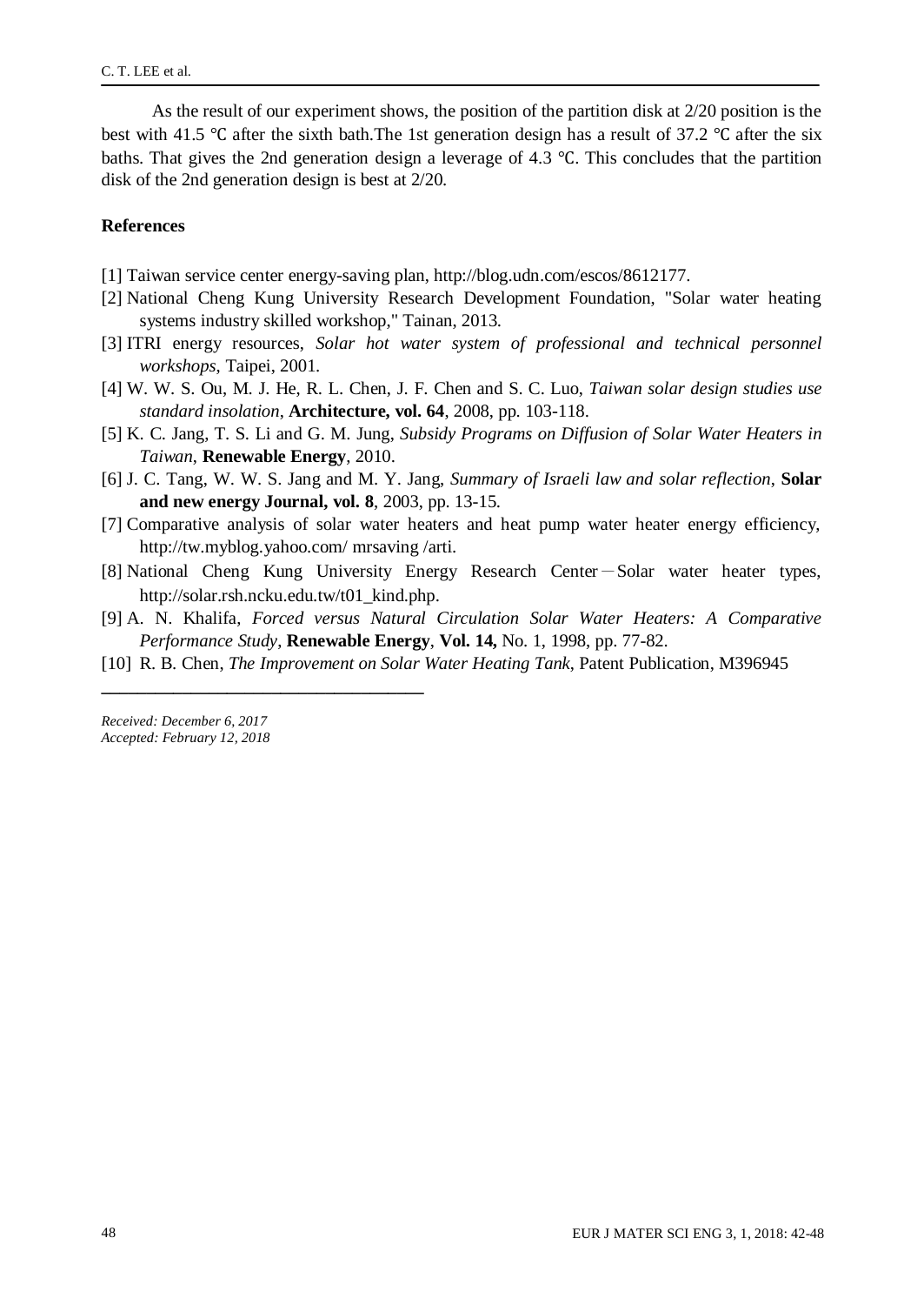As the result of our experiment shows, the position of the partition disk at 2/20 position is the best with 41.5 ℃ after the sixth bath.The 1st generation design has a result of 37.2 ℃ after the six baths. That gives the 2nd generation design a leverage of 4.3 ℃. This concludes that the partition disk of the 2nd generation design is best at 2/20.

## References

[1] Taiwan service center energy-saving plan, http://blog.udn.com/escos/8612177.

[2] National Cheng Kung University Research Development Foundation, "Solar water heating systems industry skilled workshop," Tainan, 2013.

[3] ITRI energy resources, *Solar hot water system of professional and technical personnel workshops*, Taipei, 2001.

[4] W. W. S. Ou, M. J. He, R. L. Chen, J. F. Chen and S. C. Luo, *Taiwan solar design studies use standard insolation*, **Architecture, vol. 64**, 2008, pp. 103-118.

[5] K. C. Jang, T. S. Li and G. M. Jung, *Subsidy Programs on Diffusion of Solar Water Heaters in Taiwan*, **Renewable Energy**, 2010.

[6] J. C. Tang, W. W. S. Jang and M. Y. Jang, *Summary of Israeli law and solar reflection*, **Solar and new energy Journal, vol. 8**, 2003, pp. 13-15.

[7] Comparative analysis of solar water heaters and heat pump water heater energy efficiency, http://tw.myblog.yahoo.com/ mrsaving /arti.

[8] National Cheng Kung University Energy Research Center－Solar water heater types, http://solar.rsh.ncku.edu.tw/t01_kind.php.

[9] A. N. Khalifa, *Forced versus Natural Circulation Solar Water Heaters: A Comparative Performance Study*, **Renewable Energy**, **Vol. 14,** No. 1, 1998, pp. 77-82.

[10] R. B. Chen, *The Improvement on Solar Water Heating Tank*, Patent Publication, M396945

---

*Received: December 6, 2017*
*Accepted: February 12, 2018*